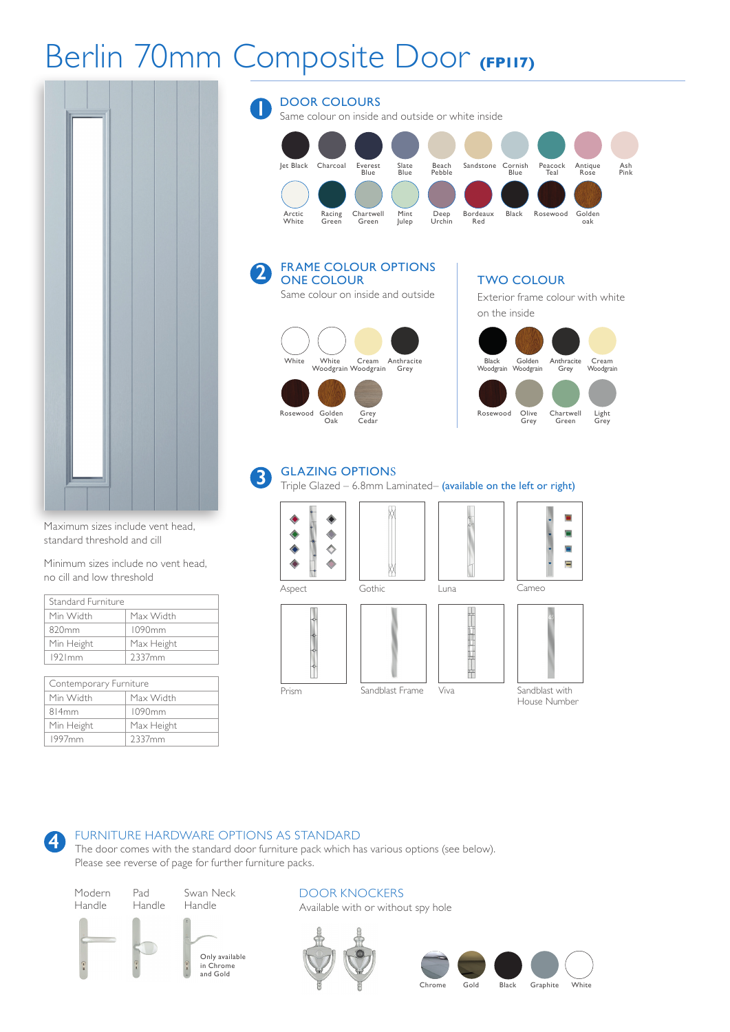# Berlin 70mm Composite Door (FP117)

## 1 DOOR COLOURS

Same colour on inside and outside or white inside

Jet Black, Charcoal, Everest Blue, Slate Blue, Beach Pebble, Sandstone, Cornish Blue, Peacock Teal, Antique Rose, Ash Pink

Arctic White, Racing Green, Chartwell Green, Mint Julep, Deep Urchin, Bordeaux Red, Black, Rosewood, Golden oak

## 2 FRAME COLOUR OPTIONS

### ONE COLOUR

Same colour on inside and outside

White, White Woodgrain, Cream Woodgrain, Anthracite Grey

Rosewood, Golden Oak, Grey Cedar

### TWO COLOUR

Exterior frame colour with white on the inside

Black Woodgrain, Golden Woodgrain, Anthracite Grey, Cream Woodgrain

Rosewood, Olive Grey, Chartwell Green, Light Grey

## 3 GLAZING OPTIONS

Triple Glazed – 6.8mm Laminated– **(available on the left or right)**

Aspect, Gothic, Luna, Cameo

Prism, Sandblast Frame, Viva, Sandblast with House Number

Maximum sizes include vent head, standard threshold and cill

Minimum sizes include no vent head, no cill and low threshold

| Standard Furniture | |
|---|---|
| Min Width | Max Width |
| 820mm | 1090mm |
| Min Height | Max Height |
| 1921mm | 2337mm |

| Contemporary Furniture | |
|---|---|
| Min Width | Max Width |
| 814mm | 1090mm |
| Min Height | Max Height |
| 1997mm | 2337mm |

## 4 FURNITURE HARDWARE OPTIONS AS STANDARD

The door comes with the standard door furniture pack which has various options (see below). Please see reverse of page for further furniture packs.

Modern Handle, Pad Handle, Swan Neck Handle

Only available in Chrome and Gold

### DOOR KNOCKERS

Available with or without spy hole

Chrome, Gold, Black, Graphite, White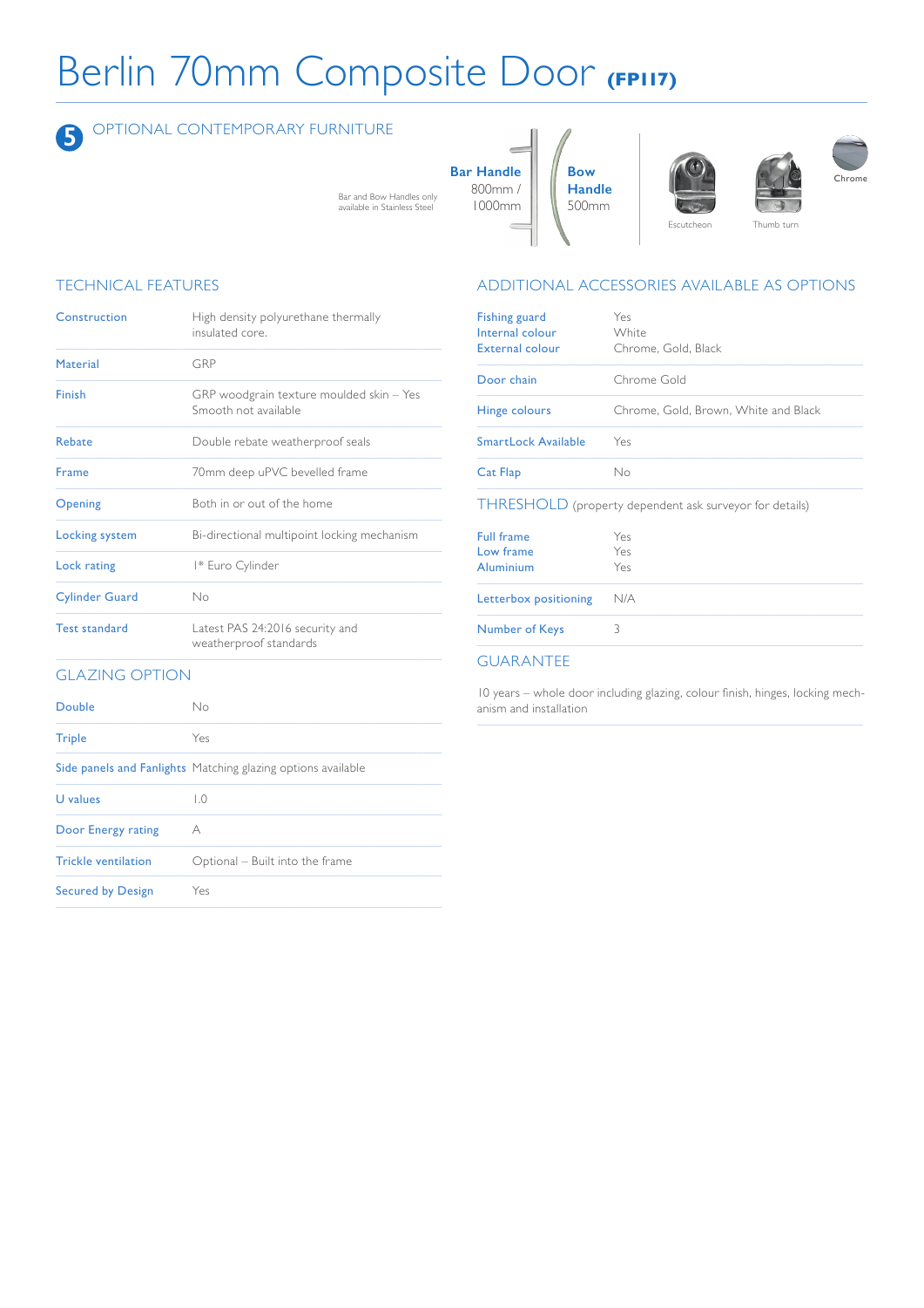# Berlin 70mm Composite Door (FP117)

## 5 OPTIONAL CONTEMPORARY FURNITURE

Bar and Bow Handles only available in Stainless Steel

**Bar Handle** 800mm / 1000mm

**Bow Handle** 500mm

Escutcheon

Thumb turn

Chrome

## TECHNICAL FEATURES

| | |
|---|---|
| Construction | High density polyurethane thermally insulated core. |
| Material | GRP |
| Finish | GRP woodgrain texture moulded skin – Yes Smooth not available |
| Rebate | Double rebate weatherproof seals |
| Frame | 70mm deep uPVC bevelled frame |
| Opening | Both in or out of the home |
| Locking system | Bi-directional multipoint locking mechanism |
| Lock rating | 1* Euro Cylinder |
| Cylinder Guard | No |
| Test standard | Latest PAS 24:2016 security and weatherproof standards |

## GLAZING OPTION

| | |
|---|---|
| Double | No |
| Triple | Yes |
| Side panels and Fanlights | Matching glazing options available |
| U values | 1.0 |
| Door Energy rating | A |
| Trickle ventilation | Optional – Built into the frame |
| Secured by Design | Yes |

## ADDITIONAL ACCESSORIES AVAILABLE AS OPTIONS

| | |
|---|---|
| Fishing guard | Yes |
| Internal colour | White |
| External colour | Chrome, Gold, Black |
| Door chain | Chrome Gold |
| Hinge colours | Chrome, Gold, Brown, White and Black |
| SmartLock Available | Yes |
| Cat Flap | No |

## THRESHOLD (property dependent ask surveyor for details)

| | |
|---|---|
| Full frame | Yes |
| Low frame | Yes |
| Aluminium | Yes |
| Letterbox positioning | N/A |
| Number of Keys | 3 |

## GUARANTEE

10 years – whole door including glazing, colour finish, hinges, locking mechanism and installation